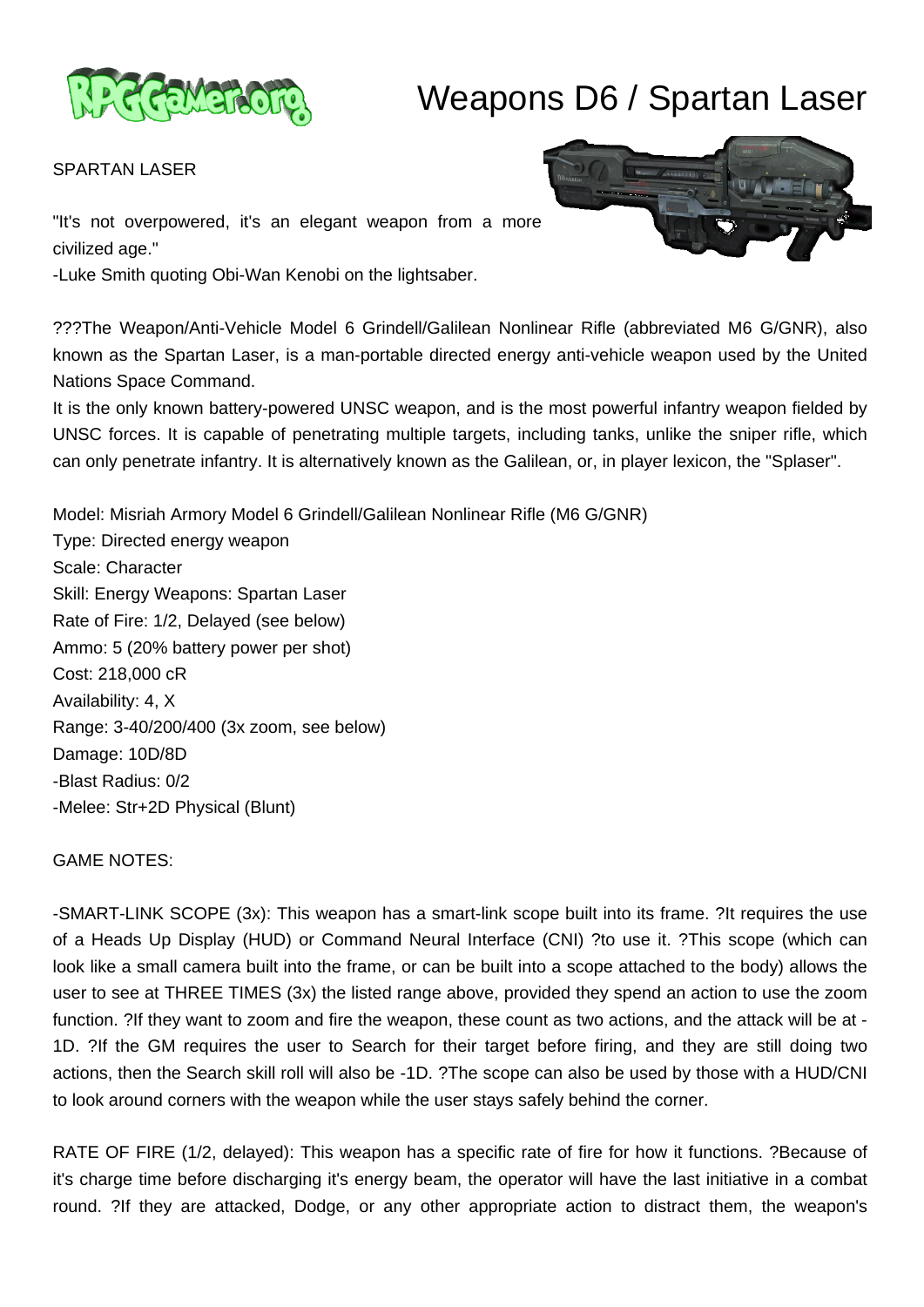# Weapons D6 / Spartan Laser

SPARTAN LASER

"It's not overpowered, it's an elegant weapon from a more civilized age."
-Luke Smith quoting Obi-Wan Kenobi on the lightsaber.

???The Weapon/Anti-Vehicle Model 6 Grindell/Galilean Nonlinear Rifle (abbreviated M6 G/GNR), also known as the Spartan Laser, is a man-portable directed energy anti-vehicle weapon used by the United Nations Space Command.
It is the only known battery-powered UNSC weapon, and is the most powerful infantry weapon fielded by UNSC forces. It is capable of penetrating multiple targets, including tanks, unlike the sniper rifle, which can only penetrate infantry. It is alternatively known as the Galilean, or, in player lexicon, the "Splaser".

Model: Misriah Armory Model 6 Grindell/Galilean Nonlinear Rifle (M6 G/GNR)
Type: Directed energy weapon
Scale: Character
Skill: Energy Weapons: Spartan Laser
Rate of Fire: 1/2, Delayed (see below)
Ammo: 5 (20% battery power per shot)
Cost: 218,000 cR
Availability: 4, X
Range: 3-40/200/400 (3x zoom, see below)
Damage: 10D/8D
-Blast Radius: 0/2
-Melee: Str+2D Physical (Blunt)

GAME NOTES:

-SMART-LINK SCOPE (3x): This weapon has a smart-link scope built into its frame. ?It requires the use of a Heads Up Display (HUD) or Command Neural Interface (CNI) ?to use it. ?This scope (which can look like a small camera built into the frame, or can be built into a scope attached to the body) allows the user to see at THREE TIMES (3x) the listed range above, provided they spend an action to use the zoom function. ?If they want to zoom and fire the weapon, these count as two actions, and the attack will be at -1D. ?If the GM requires the user to Search for their target before firing, and they are still doing two actions, then the Search skill roll will also be -1D. ?The scope can also be used by those with a HUD/CNI to look around corners with the weapon while the user stays safely behind the corner.

RATE OF FIRE (1/2, delayed): This weapon has a specific rate of fire for how it functions. ?Because of it's charge time before discharging it's energy beam, the operator will have the last initiative in a combat round. ?If they are attacked, Dodge, or any other appropriate action to distract them, the weapon's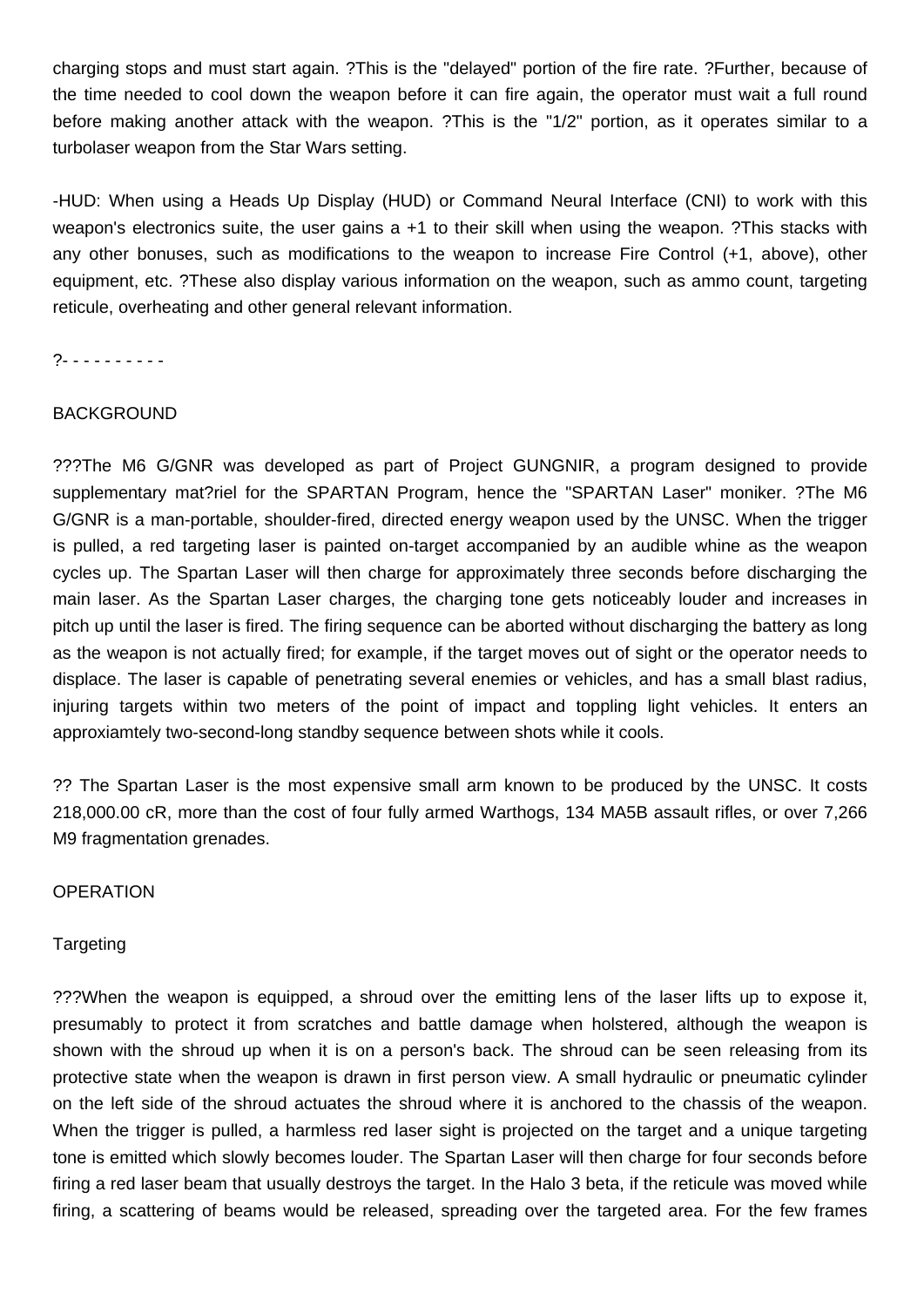charging stops and must start again. ?This is the "delayed" portion of the fire rate. ?Further, because of the time needed to cool down the weapon before it can fire again, the operator must wait a full round before making another attack with the weapon. ?This is the "1/2" portion, as it operates similar to a turbolaser weapon from the Star Wars setting.

-HUD: When using a Heads Up Display (HUD) or Command Neural Interface (CNI) to work with this weapon's electronics suite, the user gains a +1 to their skill when using the weapon. ?This stacks with any other bonuses, such as modifications to the weapon to increase Fire Control (+1, above), other equipment, etc. ?These also display various information on the weapon, such as ammo count, targeting reticule, overheating and other general relevant information.

?- - - - - - - - - -

BACKGROUND

???The M6 G/GNR was developed as part of Project GUNGNIR, a program designed to provide supplementary mat?riel for the SPARTAN Program, hence the "SPARTAN Laser" moniker. ?The M6 G/GNR is a man-portable, shoulder-fired, directed energy weapon used by the UNSC. When the trigger is pulled, a red targeting laser is painted on-target accompanied by an audible whine as the weapon cycles up. The Spartan Laser will then charge for approximately three seconds before discharging the main laser. As the Spartan Laser charges, the charging tone gets noticeably louder and increases in pitch up until the laser is fired. The firing sequence can be aborted without discharging the battery as long as the weapon is not actually fired; for example, if the target moves out of sight or the operator needs to displace. The laser is capable of penetrating several enemies or vehicles, and has a small blast radius, injuring targets within two meters of the point of impact and toppling light vehicles. It enters an approxiamtely two-second-long standby sequence between shots while it cools.

?? The Spartan Laser is the most expensive small arm known to be produced by the UNSC. It costs 218,000.00 cR, more than the cost of four fully armed Warthogs, 134 MA5B assault rifles, or over 7,266 M9 fragmentation grenades.

OPERATION

Targeting

???When the weapon is equipped, a shroud over the emitting lens of the laser lifts up to expose it, presumably to protect it from scratches and battle damage when holstered, although the weapon is shown with the shroud up when it is on a person's back. The shroud can be seen releasing from its protective state when the weapon is drawn in first person view. A small hydraulic or pneumatic cylinder on the left side of the shroud actuates the shroud where it is anchored to the chassis of the weapon. When the trigger is pulled, a harmless red laser sight is projected on the target and a unique targeting tone is emitted which slowly becomes louder. The Spartan Laser will then charge for four seconds before firing a red laser beam that usually destroys the target. In the Halo 3 beta, if the reticule was moved while firing, a scattering of beams would be released, spreading over the targeted area. For the few frames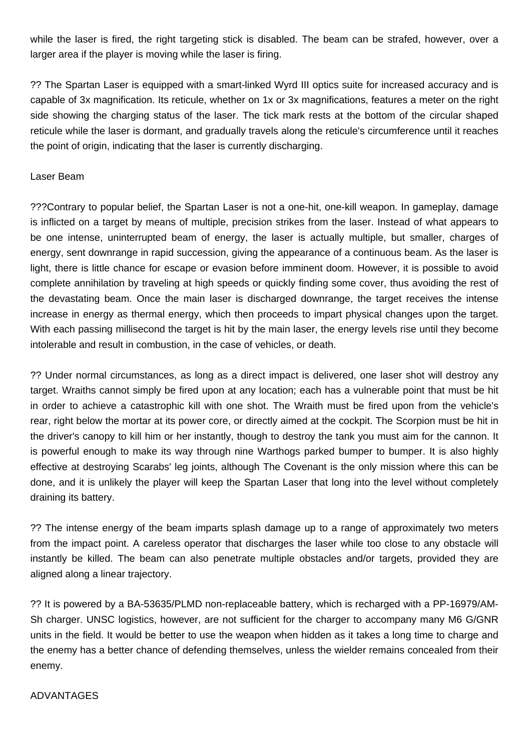while the laser is fired, the right targeting stick is disabled. The beam can be strafed, however, over a larger area if the player is moving while the laser is firing.

?? The Spartan Laser is equipped with a smart-linked Wyrd III optics suite for increased accuracy and is capable of 3x magnification. Its reticule, whether on 1x or 3x magnifications, features a meter on the right side showing the charging status of the laser. The tick mark rests at the bottom of the circular shaped reticule while the laser is dormant, and gradually travels along the reticule's circumference until it reaches the point of origin, indicating that the laser is currently discharging.

Laser Beam

???Contrary to popular belief, the Spartan Laser is not a one-hit, one-kill weapon. In gameplay, damage is inflicted on a target by means of multiple, precision strikes from the laser. Instead of what appears to be one intense, uninterrupted beam of energy, the laser is actually multiple, but smaller, charges of energy, sent downrange in rapid succession, giving the appearance of a continuous beam. As the laser is light, there is little chance for escape or evasion before imminent doom. However, it is possible to avoid complete annihilation by traveling at high speeds or quickly finding some cover, thus avoiding the rest of the devastating beam. Once the main laser is discharged downrange, the target receives the intense increase in energy as thermal energy, which then proceeds to impart physical changes upon the target. With each passing millisecond the target is hit by the main laser, the energy levels rise until they become intolerable and result in combustion, in the case of vehicles, or death.

?? Under normal circumstances, as long as a direct impact is delivered, one laser shot will destroy any target. Wraiths cannot simply be fired upon at any location; each has a vulnerable point that must be hit in order to achieve a catastrophic kill with one shot. The Wraith must be fired upon from the vehicle's rear, right below the mortar at its power core, or directly aimed at the cockpit. The Scorpion must be hit in the driver's canopy to kill him or her instantly, though to destroy the tank you must aim for the cannon. It is powerful enough to make its way through nine Warthogs parked bumper to bumper. It is also highly effective at destroying Scarabs' leg joints, although The Covenant is the only mission where this can be done, and it is unlikely the player will keep the Spartan Laser that long into the level without completely draining its battery.

?? The intense energy of the beam imparts splash damage up to a range of approximately two meters from the impact point. A careless operator that discharges the laser while too close to any obstacle will instantly be killed. The beam can also penetrate multiple obstacles and/or targets, provided they are aligned along a linear trajectory.

?? It is powered by a BA-53635/PLMD non-replaceable battery, which is recharged with a PP-16979/AM-Sh charger. UNSC logistics, however, are not sufficient for the charger to accompany many M6 G/GNR units in the field. It would be better to use the weapon when hidden as it takes a long time to charge and the enemy has a better chance of defending themselves, unless the wielder remains concealed from their enemy.

ADVANTAGES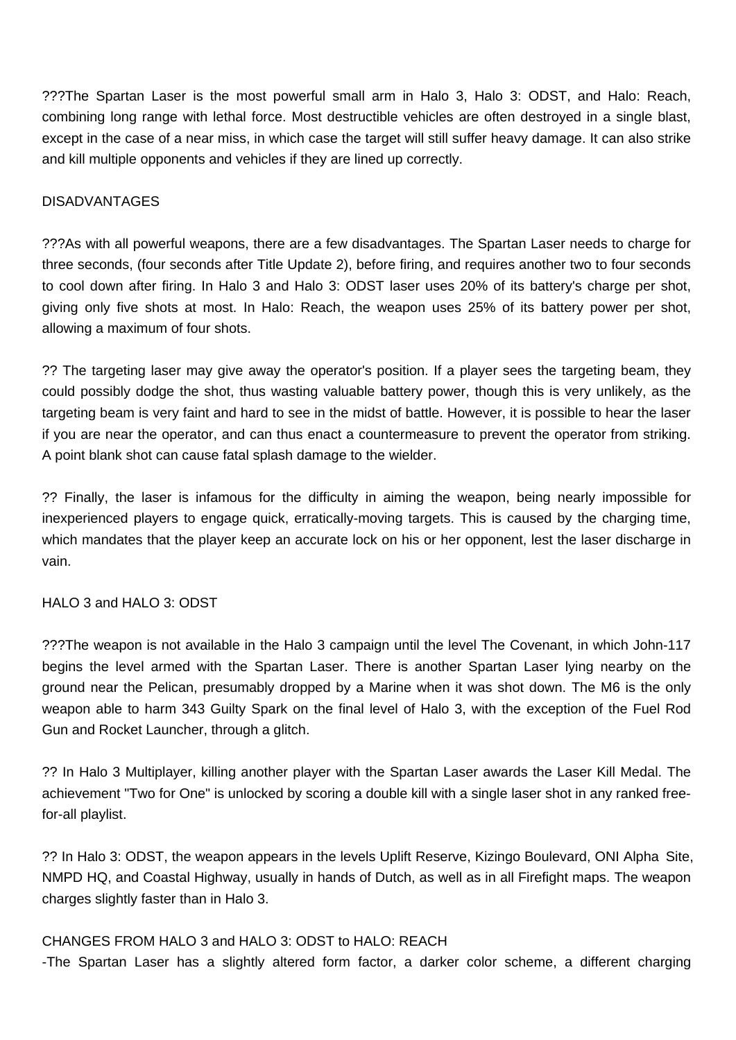???The Spartan Laser is the most powerful small arm in Halo 3, Halo 3: ODST, and Halo: Reach, combining long range with lethal force. Most destructible vehicles are often destroyed in a single blast, except in the case of a near miss, in which case the target will still suffer heavy damage. It can also strike and kill multiple opponents and vehicles if they are lined up correctly.

DISADVANTAGES

???As with all powerful weapons, there are a few disadvantages. The Spartan Laser needs to charge for three seconds, (four seconds after Title Update 2), before firing, and requires another two to four seconds to cool down after firing. In Halo 3 and Halo 3: ODST laser uses 20% of its battery's charge per shot, giving only five shots at most. In Halo: Reach, the weapon uses 25% of its battery power per shot, allowing a maximum of four shots.

?? The targeting laser may give away the operator's position. If a player sees the targeting beam, they could possibly dodge the shot, thus wasting valuable battery power, though this is very unlikely, as the targeting beam is very faint and hard to see in the midst of battle. However, it is possible to hear the laser if you are near the operator, and can thus enact a countermeasure to prevent the operator from striking. A point blank shot can cause fatal splash damage to the wielder.

?? Finally, the laser is infamous for the difficulty in aiming the weapon, being nearly impossible for inexperienced players to engage quick, erratically-moving targets. This is caused by the charging time, which mandates that the player keep an accurate lock on his or her opponent, lest the laser discharge in vain.

HALO 3 and HALO 3: ODST

???The weapon is not available in the Halo 3 campaign until the level The Covenant, in which John-117 begins the level armed with the Spartan Laser. There is another Spartan Laser lying nearby on the ground near the Pelican, presumably dropped by a Marine when it was shot down. The M6 is the only weapon able to harm 343 Guilty Spark on the final level of Halo 3, with the exception of the Fuel Rod Gun and Rocket Launcher, through a glitch.

?? In Halo 3 Multiplayer, killing another player with the Spartan Laser awards the Laser Kill Medal. The achievement "Two for One" is unlocked by scoring a double kill with a single laser shot in any ranked free-for-all playlist.

?? In Halo 3: ODST, the weapon appears in the levels Uplift Reserve, Kizingo Boulevard, ONI Alpha Site, NMPD HQ, and Coastal Highway, usually in hands of Dutch, as well as in all Firefight maps. The weapon charges slightly faster than in Halo 3.

CHANGES FROM HALO 3 and HALO 3: ODST to HALO: REACH

-The Spartan Laser has a slightly altered form factor, a darker color scheme, a different charging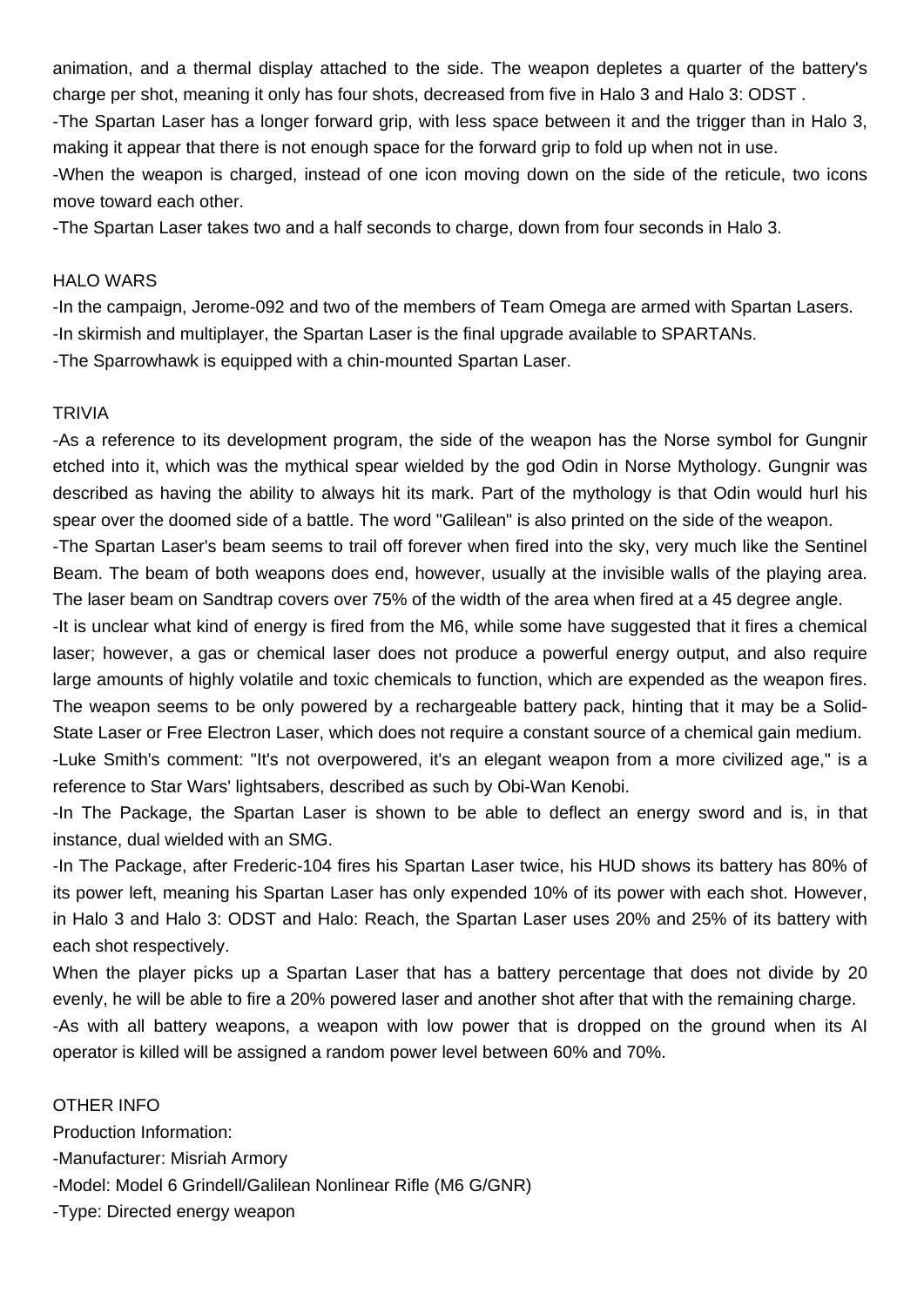animation, and a thermal display attached to the side. The weapon depletes a quarter of the battery's charge per shot, meaning it only has four shots, decreased from five in Halo 3 and Halo 3: ODST .

-The Spartan Laser has a longer forward grip, with less space between it and the trigger than in Halo 3, making it appear that there is not enough space for the forward grip to fold up when not in use.

-When the weapon is charged, instead of one icon moving down on the side of the reticule, two icons move toward each other.

-The Spartan Laser takes two and a half seconds to charge, down from four seconds in Halo 3.

## HALO WARS

-In the campaign, Jerome-092 and two of the members of Team Omega are armed with Spartan Lasers.

-In skirmish and multiplayer, the Spartan Laser is the final upgrade available to SPARTANs.

-The Sparrowhawk is equipped with a chin-mounted Spartan Laser.

## TRIVIA

-As a reference to its development program, the side of the weapon has the Norse symbol for Gungnir etched into it, which was the mythical spear wielded by the god Odin in Norse Mythology. Gungnir was described as having the ability to always hit its mark. Part of the mythology is that Odin would hurl his spear over the doomed side of a battle. The word "Galilean" is also printed on the side of the weapon.

-The Spartan Laser's beam seems to trail off forever when fired into the sky, very much like the Sentinel Beam. The beam of both weapons does end, however, usually at the invisible walls of the playing area. The laser beam on Sandtrap covers over 75% of the width of the area when fired at a 45 degree angle.

-It is unclear what kind of energy is fired from the M6, while some have suggested that it fires a chemical laser; however, a gas or chemical laser does not produce a powerful energy output, and also require large amounts of highly volatile and toxic chemicals to function, which are expended as the weapon fires. The weapon seems to be only powered by a rechargeable battery pack, hinting that it may be a Solid-State Laser or Free Electron Laser, which does not require a constant source of a chemical gain medium.

-Luke Smith's comment: "It's not overpowered, it's an elegant weapon from a more civilized age," is a reference to Star Wars' lightsabers, described as such by Obi-Wan Kenobi.

-In The Package, the Spartan Laser is shown to be able to deflect an energy sword and is, in that instance, dual wielded with an SMG.

-In The Package, after Frederic-104 fires his Spartan Laser twice, his HUD shows its battery has 80% of its power left, meaning his Spartan Laser has only expended 10% of its power with each shot. However, in Halo 3 and Halo 3: ODST and Halo: Reach, the Spartan Laser uses 20% and 25% of its battery with each shot respectively.

When the player picks up a Spartan Laser that has a battery percentage that does not divide by 20 evenly, he will be able to fire a 20% powered laser and another shot after that with the remaining charge.

-As with all battery weapons, a weapon with low power that is dropped on the ground when its AI operator is killed will be assigned a random power level between 60% and 70%.

## OTHER INFO

Production Information:

-Manufacturer: Misriah Armory

-Model: Model 6 Grindell/Galilean Nonlinear Rifle (M6 G/GNR)

-Type: Directed energy weapon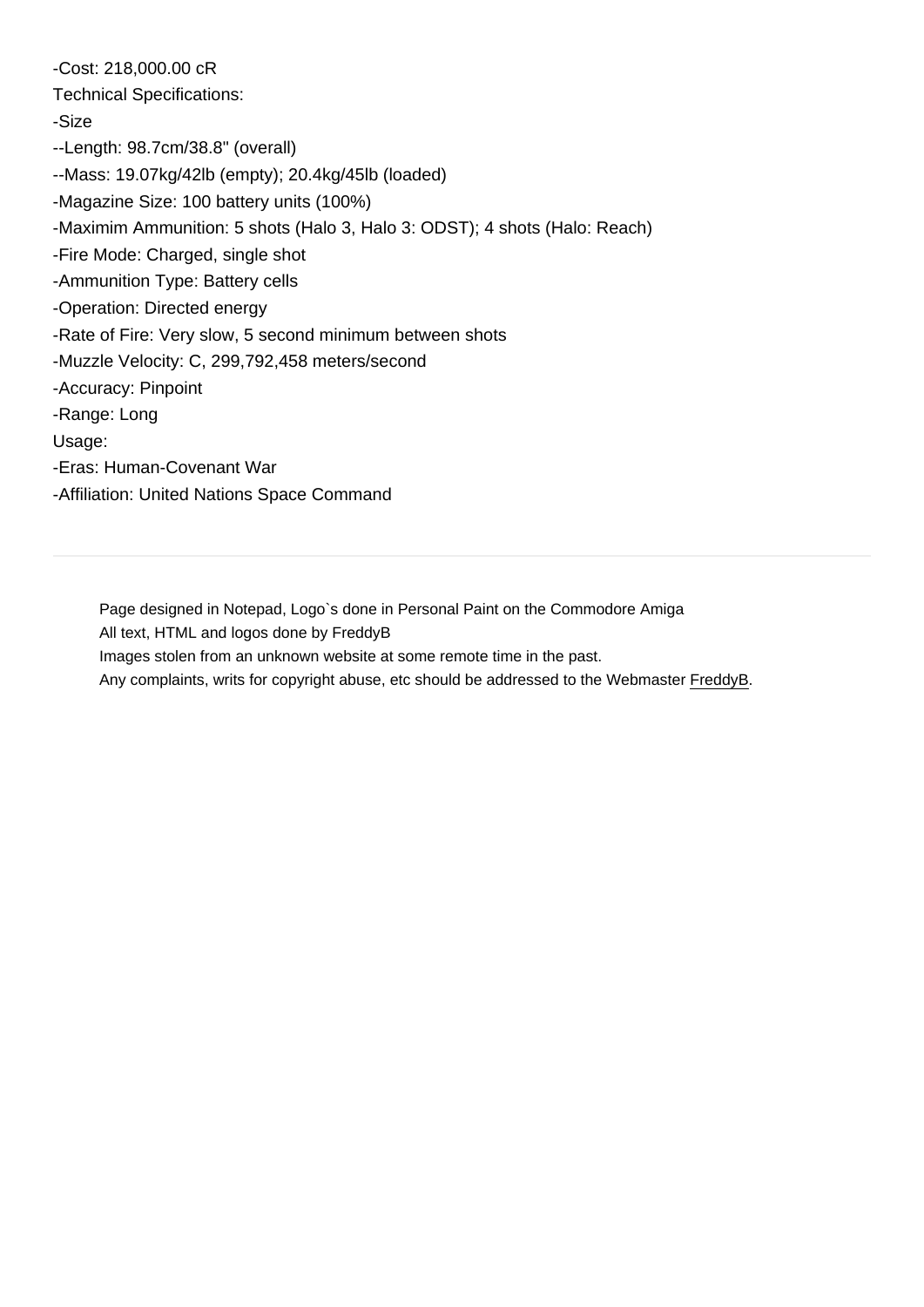-Cost: 218,000.00 cR

Technical Specifications:

-Size

--Length: 98.7cm/38.8" (overall)

--Mass: 19.07kg/42lb (empty); 20.4kg/45lb (loaded)

-Magazine Size: 100 battery units (100%)

-Maximim Ammunition: 5 shots (Halo 3, Halo 3: ODST); 4 shots (Halo: Reach)

-Fire Mode: Charged, single shot

-Ammunition Type: Battery cells

-Operation: Directed energy

-Rate of Fire: Very slow, 5 second minimum between shots

-Muzzle Velocity: C, 299,792,458 meters/second

-Accuracy: Pinpoint

-Range: Long

Usage:

-Eras: Human-Covenant War

-Affiliation: United Nations Space Command

---

Page designed in Notepad, Logo`s done in Personal Paint on the Commodore Amiga

All text, HTML and logos done by FreddyB

Images stolen from an unknown website at some remote time in the past.

Any complaints, writs for copyright abuse, etc should be addressed to the Webmaster FreddyB.